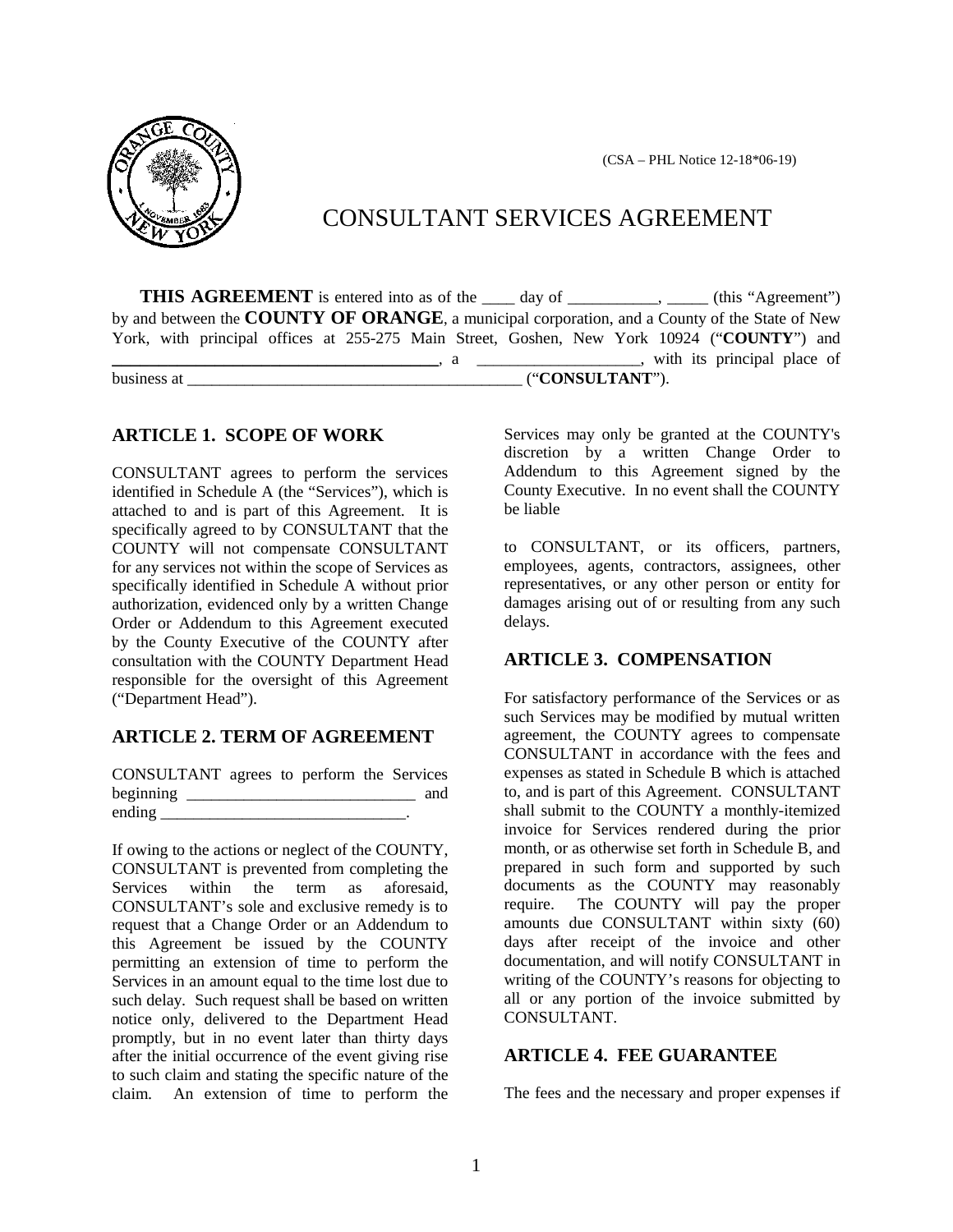(CSA – PHL Notice 12-18*06-19)

# CONSULTANT SERVICES AGREEMENT

**THIS AGREEMENT** is entered into as of the ____ day of ___________, _____ (this "Agreement") by and between the **COUNTY OF ORANGE**, a municipal corporation, and a County of the State of New York, with principal offices at 255-275 Main Street, Goshen, New York 10924 ("**COUNTY**") and ________________________________________, a ___________________, with its principal place of business at _________________________________________ ("**CONSULTANT**").

## ARTICLE 1. SCOPE OF WORK

CONSULTANT agrees to perform the services identified in Schedule A (the "Services"), which is attached to and is part of this Agreement. It is specifically agreed to by CONSULTANT that the COUNTY will not compensate CONSULTANT for any services not within the scope of Services as specifically identified in Schedule A without prior authorization, evidenced only by a written Change Order or Addendum to this Agreement executed by the County Executive of the COUNTY after consultation with the COUNTY Department Head responsible for the oversight of this Agreement ("Department Head").

## ARTICLE 2. TERM OF AGREEMENT

CONSULTANT agrees to perform the Services beginning ____________________________ and ending ______________________________.

If owing to the actions or neglect of the COUNTY, CONSULTANT is prevented from completing the Services within the term as aforesaid, CONSULTANT's sole and exclusive remedy is to request that a Change Order or an Addendum to this Agreement be issued by the COUNTY permitting an extension of time to perform the Services in an amount equal to the time lost due to such delay. Such request shall be based on written notice only, delivered to the Department Head promptly, but in no event later than thirty days after the initial occurrence of the event giving rise to such claim and stating the specific nature of the claim. An extension of time to perform the Services may only be granted at the COUNTY's discretion by a written Change Order to Addendum to this Agreement signed by the County Executive. In no event shall the COUNTY be liable to CONSULTANT, or its officers, partners, employees, agents, contractors, assignees, other representatives, or any other person or entity for damages arising out of or resulting from any such delays.

## ARTICLE 3. COMPENSATION

For satisfactory performance of the Services or as such Services may be modified by mutual written agreement, the COUNTY agrees to compensate CONSULTANT in accordance with the fees and expenses as stated in Schedule B which is attached to, and is part of this Agreement. CONSULTANT shall submit to the COUNTY a monthly-itemized invoice for Services rendered during the prior month, or as otherwise set forth in Schedule B, and prepared in such form and supported by such documents as the COUNTY may reasonably require. The COUNTY will pay the proper amounts due CONSULTANT within sixty (60) days after receipt of the invoice and other documentation, and will notify CONSULTANT in writing of the COUNTY's reasons for objecting to all or any portion of the invoice submitted by CONSULTANT.

## ARTICLE 4. FEE GUARANTEE

The fees and the necessary and proper expenses if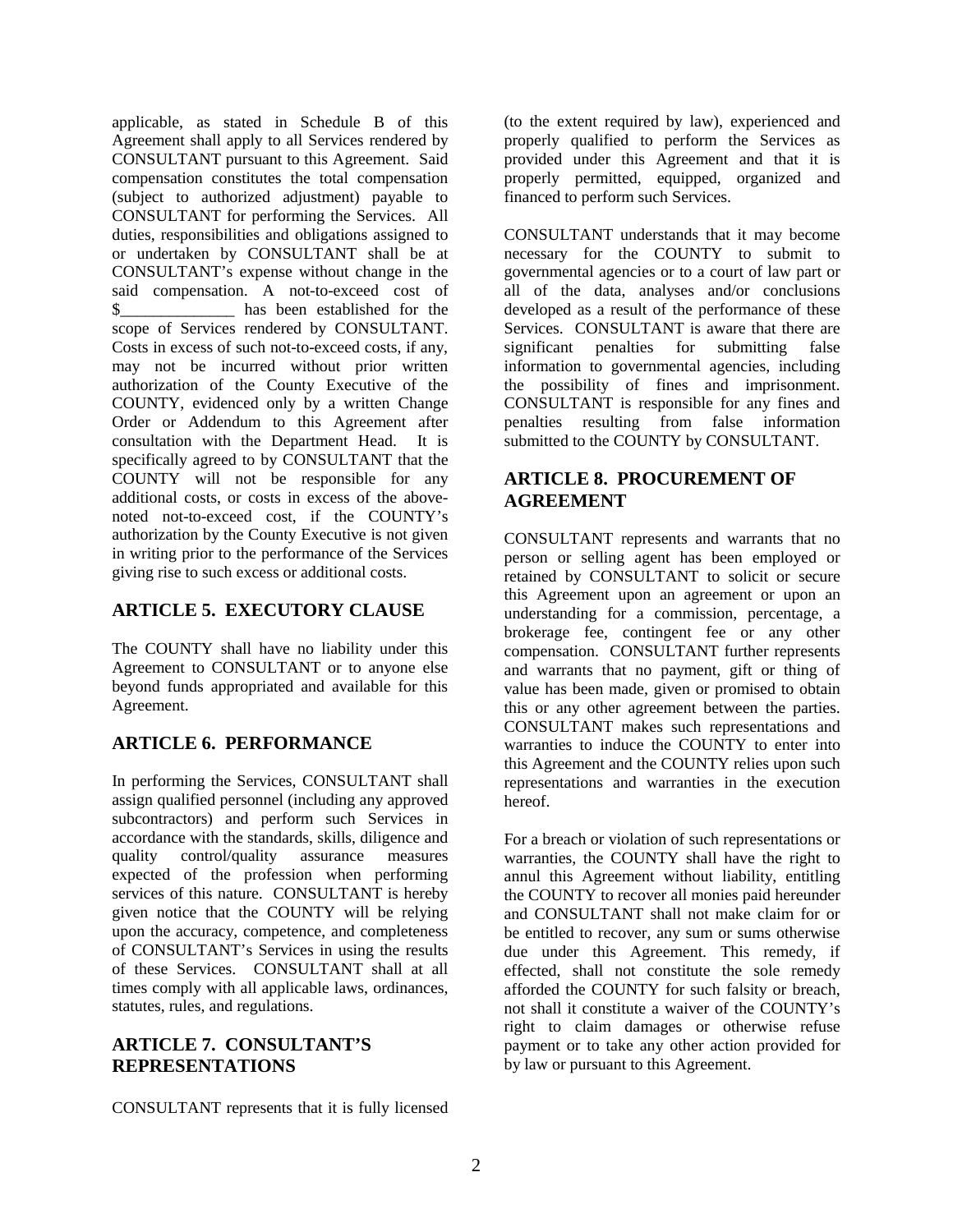applicable, as stated in Schedule B of this Agreement shall apply to all Services rendered by CONSULTANT pursuant to this Agreement. Said compensation constitutes the total compensation (subject to authorized adjustment) payable to CONSULTANT for performing the Services. All duties, responsibilities and obligations assigned to or undertaken by CONSULTANT shall be at CONSULTANT's expense without change in the said compensation. A not-to-exceed cost of $______________ has been established for the scope of Services rendered by CONSULTANT. Costs in excess of such not-to-exceed costs, if any, may not be incurred without prior written authorization of the County Executive of the COUNTY, evidenced only by a written Change Order or Addendum to this Agreement after consultation with the Department Head. It is specifically agreed to by CONSULTANT that the COUNTY will not be responsible for any additional costs, or costs in excess of the above-noted not-to-exceed cost, if the COUNTY's authorization by the County Executive is not given in writing prior to the performance of the Services giving rise to such excess or additional costs.

## ARTICLE 5. EXECUTORY CLAUSE

The COUNTY shall have no liability under this Agreement to CONSULTANT or to anyone else beyond funds appropriated and available for this Agreement.

## ARTICLE 6. PERFORMANCE

In performing the Services, CONSULTANT shall assign qualified personnel (including any approved subcontractors) and perform such Services in accordance with the standards, skills, diligence and quality control/quality assurance measures expected of the profession when performing services of this nature. CONSULTANT is hereby given notice that the COUNTY will be relying upon the accuracy, competence, and completeness of CONSULTANT's Services in using the results of these Services. CONSULTANT shall at all times comply with all applicable laws, ordinances, statutes, rules, and regulations.

## ARTICLE 7. CONSULTANT'S REPRESENTATIONS

CONSULTANT represents that it is fully licensed (to the extent required by law), experienced and properly qualified to perform the Services as provided under this Agreement and that it is properly permitted, equipped, organized and financed to perform such Services.

CONSULTANT understands that it may become necessary for the COUNTY to submit to governmental agencies or to a court of law part or all of the data, analyses and/or conclusions developed as a result of the performance of these Services. CONSULTANT is aware that there are significant penalties for submitting false information to governmental agencies, including the possibility of fines and imprisonment. CONSULTANT is responsible for any fines and penalties resulting from false information submitted to the COUNTY by CONSULTANT.

## ARTICLE 8. PROCUREMENT OF AGREEMENT

CONSULTANT represents and warrants that no person or selling agent has been employed or retained by CONSULTANT to solicit or secure this Agreement upon an agreement or upon an understanding for a commission, percentage, a brokerage fee, contingent fee or any other compensation. CONSULTANT further represents and warrants that no payment, gift or thing of value has been made, given or promised to obtain this or any other agreement between the parties. CONSULTANT makes such representations and warranties to induce the COUNTY to enter into this Agreement and the COUNTY relies upon such representations and warranties in the execution hereof.

For a breach or violation of such representations or warranties, the COUNTY shall have the right to annul this Agreement without liability, entitling the COUNTY to recover all monies paid hereunder and CONSULTANT shall not make claim for or be entitled to recover, any sum or sums otherwise due under this Agreement. This remedy, if effected, shall not constitute the sole remedy afforded the COUNTY for such falsity or breach, not shall it constitute a waiver of the COUNTY's right to claim damages or otherwise refuse payment or to take any other action provided for by law or pursuant to this Agreement.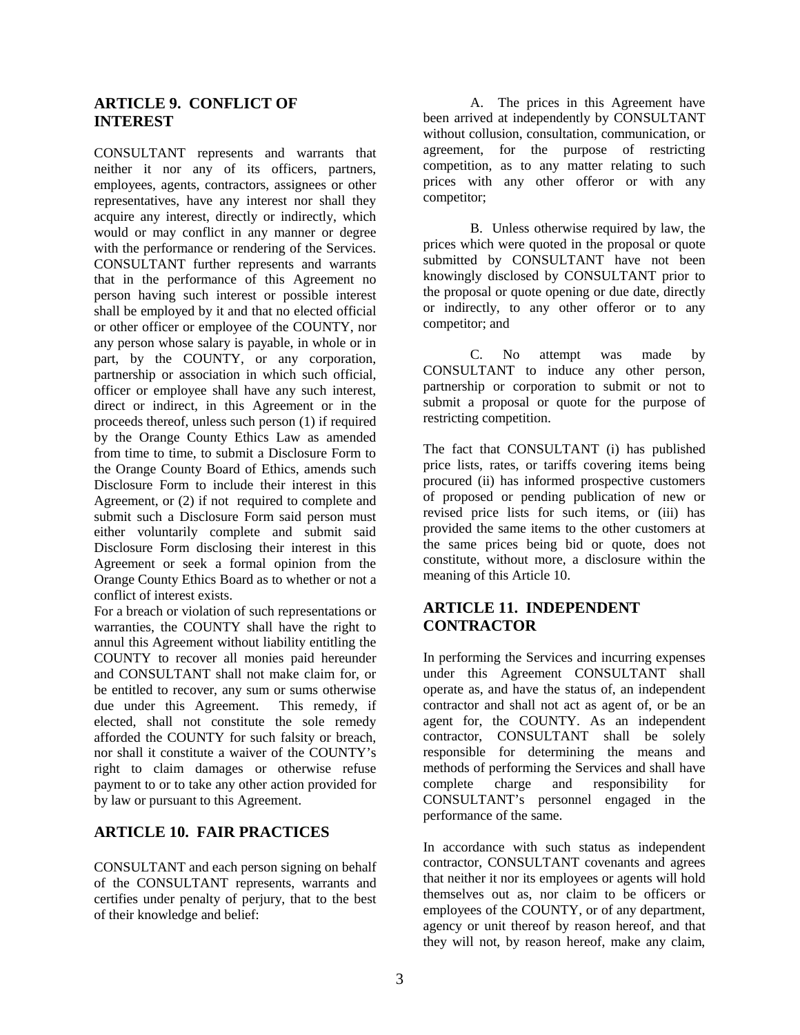## ARTICLE 9. CONFLICT OF INTEREST

CONSULTANT represents and warrants that neither it nor any of its officers, partners, employees, agents, contractors, assignees or other representatives, have any interest nor shall they acquire any interest, directly or indirectly, which would or may conflict in any manner or degree with the performance or rendering of the Services. CONSULTANT further represents and warrants that in the performance of this Agreement no person having such interest or possible interest shall be employed by it and that no elected official or other officer or employee of the COUNTY, nor any person whose salary is payable, in whole or in part, by the COUNTY, or any corporation, partnership or association in which such official, officer or employee shall have any such interest, direct or indirect, in this Agreement or in the proceeds thereof, unless such person (1) if required by the Orange County Ethics Law as amended from time to time, to submit a Disclosure Form to the Orange County Board of Ethics, amends such Disclosure Form to include their interest in this Agreement, or (2) if not required to complete and submit such a Disclosure Form said person must either voluntarily complete and submit said Disclosure Form disclosing their interest in this Agreement or seek a formal opinion from the Orange County Ethics Board as to whether or not a conflict of interest exists.

For a breach or violation of such representations or warranties, the COUNTY shall have the right to annul this Agreement without liability entitling the COUNTY to recover all monies paid hereunder and CONSULTANT shall not make claim for, or be entitled to recover, any sum or sums otherwise due under this Agreement. This remedy, if elected, shall not constitute the sole remedy afforded the COUNTY for such falsity or breach, nor shall it constitute a waiver of the COUNTY's right to claim damages or otherwise refuse payment to or to take any other action provided for by law or pursuant to this Agreement.

## ARTICLE 10. FAIR PRACTICES

CONSULTANT and each person signing on behalf of the CONSULTANT represents, warrants and certifies under penalty of perjury, that to the best of their knowledge and belief:

A. The prices in this Agreement have been arrived at independently by CONSULTANT without collusion, consultation, communication, or agreement, for the purpose of restricting competition, as to any matter relating to such prices with any other offeror or with any competitor;

B. Unless otherwise required by law, the prices which were quoted in the proposal or quote submitted by CONSULTANT have not been knowingly disclosed by CONSULTANT prior to the proposal or quote opening or due date, directly or indirectly, to any other offeror or to any competitor; and

C. No attempt was made by CONSULTANT to induce any other person, partnership or corporation to submit or not to submit a proposal or quote for the purpose of restricting competition.

The fact that CONSULTANT (i) has published price lists, rates, or tariffs covering items being procured (ii) has informed prospective customers of proposed or pending publication of new or revised price lists for such items, or (iii) has provided the same items to the other customers at the same prices being bid or quote, does not constitute, without more, a disclosure within the meaning of this Article 10.

## ARTICLE 11. INDEPENDENT CONTRACTOR

In performing the Services and incurring expenses under this Agreement CONSULTANT shall operate as, and have the status of, an independent contractor and shall not act as agent of, or be an agent for, the COUNTY. As an independent contractor, CONSULTANT shall be solely responsible for determining the means and methods of performing the Services and shall have complete charge and responsibility for CONSULTANT's personnel engaged in the performance of the same.

In accordance with such status as independent contractor, CONSULTANT covenants and agrees that neither it nor its employees or agents will hold themselves out as, nor claim to be officers or employees of the COUNTY, or of any department, agency or unit thereof by reason hereof, and that they will not, by reason hereof, make any claim,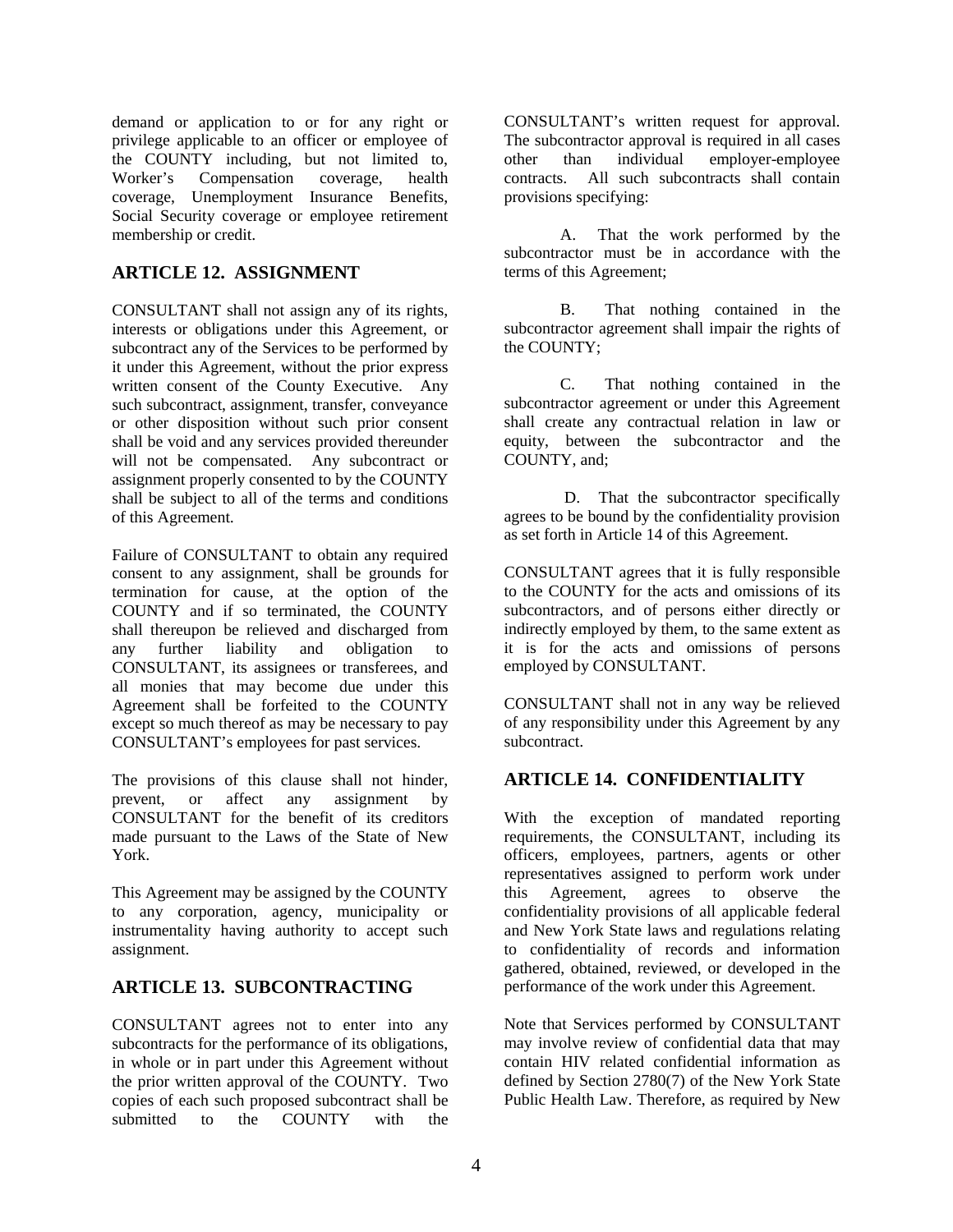demand or application to or for any right or privilege applicable to an officer or employee of the COUNTY including, but not limited to, Worker's Compensation coverage, health coverage, Unemployment Insurance Benefits, Social Security coverage or employee retirement membership or credit.

## ARTICLE 12. ASSIGNMENT

CONSULTANT shall not assign any of its rights, interests or obligations under this Agreement, or subcontract any of the Services to be performed by it under this Agreement, without the prior express written consent of the County Executive. Any such subcontract, assignment, transfer, conveyance or other disposition without such prior consent shall be void and any services provided thereunder will not be compensated. Any subcontract or assignment properly consented to by the COUNTY shall be subject to all of the terms and conditions of this Agreement.

Failure of CONSULTANT to obtain any required consent to any assignment, shall be grounds for termination for cause, at the option of the COUNTY and if so terminated, the COUNTY shall thereupon be relieved and discharged from any further liability and obligation to CONSULTANT, its assignees or transferees, and all monies that may become due under this Agreement shall be forfeited to the COUNTY except so much thereof as may be necessary to pay CONSULTANT's employees for past services.

The provisions of this clause shall not hinder, prevent, or affect any assignment by CONSULTANT for the benefit of its creditors made pursuant to the Laws of the State of New York.

This Agreement may be assigned by the COUNTY to any corporation, agency, municipality or instrumentality having authority to accept such assignment.

## ARTICLE 13. SUBCONTRACTING

CONSULTANT agrees not to enter into any subcontracts for the performance of its obligations, in whole or in part under this Agreement without the prior written approval of the COUNTY. Two copies of each such proposed subcontract shall be submitted to the COUNTY with the CONSULTANT's written request for approval. The subcontractor approval is required in all cases other than individual employer-employee contracts. All such subcontracts shall contain provisions specifying:

A. That the work performed by the subcontractor must be in accordance with the terms of this Agreement;

B. That nothing contained in the subcontractor agreement shall impair the rights of the COUNTY;

C. That nothing contained in the subcontractor agreement or under this Agreement shall create any contractual relation in law or equity, between the subcontractor and the COUNTY, and;

D. That the subcontractor specifically agrees to be bound by the confidentiality provision as set forth in Article 14 of this Agreement.

CONSULTANT agrees that it is fully responsible to the COUNTY for the acts and omissions of its subcontractors, and of persons either directly or indirectly employed by them, to the same extent as it is for the acts and omissions of persons employed by CONSULTANT.

CONSULTANT shall not in any way be relieved of any responsibility under this Agreement by any subcontract.

## ARTICLE 14. CONFIDENTIALITY

With the exception of mandated reporting requirements, the CONSULTANT, including its officers, employees, partners, agents or other representatives assigned to perform work under this Agreement, agrees to observe the confidentiality provisions of all applicable federal and New York State laws and regulations relating to confidentiality of records and information gathered, obtained, reviewed, or developed in the performance of the work under this Agreement.

Note that Services performed by CONSULTANT may involve review of confidential data that may contain HIV related confidential information as defined by Section 2780(7) of the New York State Public Health Law. Therefore, as required by New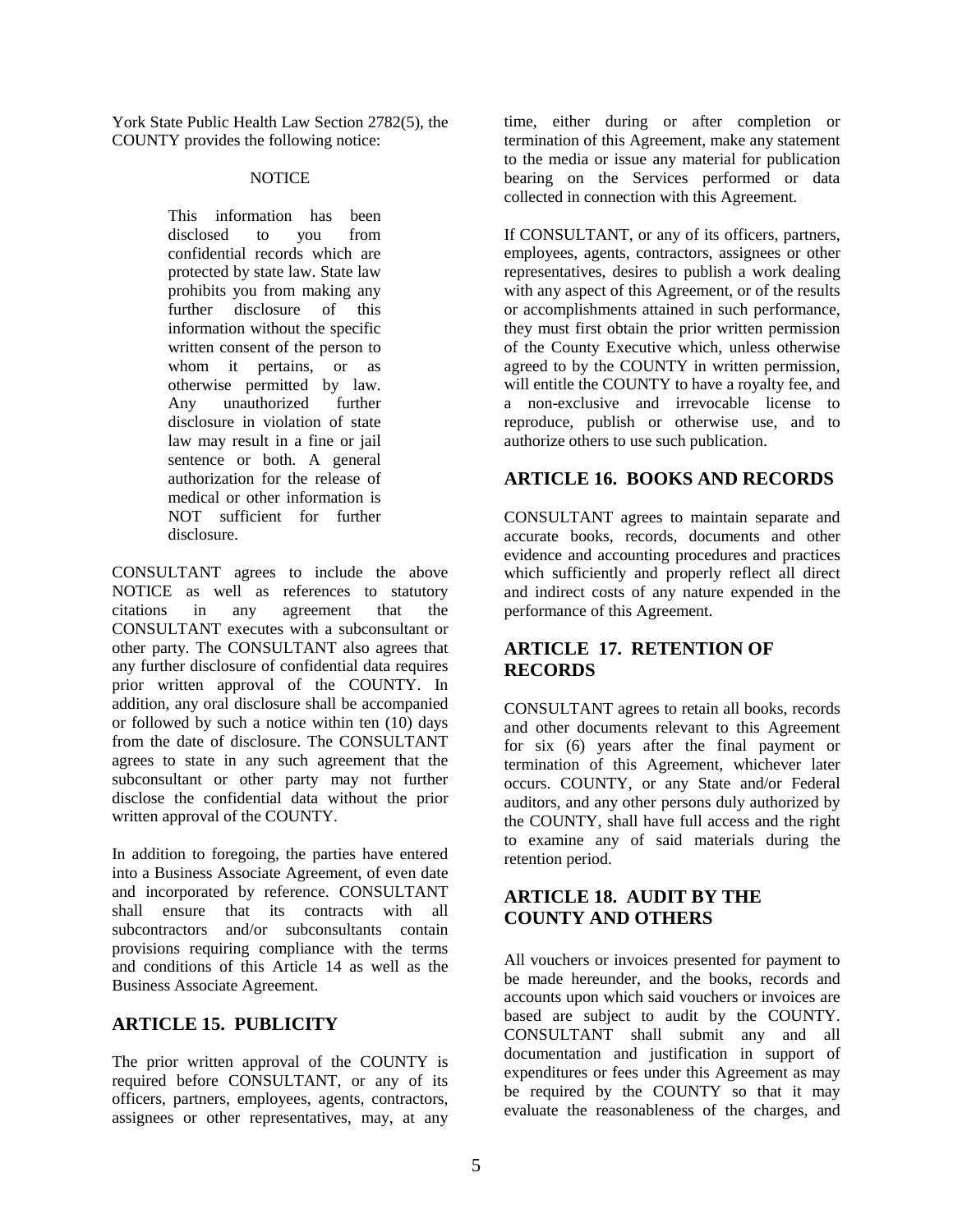York State Public Health Law Section 2782(5), the COUNTY provides the following notice:

NOTICE

> This information has been disclosed to you from confidential records which are protected by state law. State law prohibits you from making any further disclosure of this information without the specific written consent of the person to whom it pertains, or as otherwise permitted by law. Any unauthorized further disclosure in violation of state law may result in a fine or jail sentence or both. A general authorization for the release of medical or other information is NOT sufficient for further disclosure.

CONSULTANT agrees to include the above NOTICE as well as references to statutory citations in any agreement that the CONSULTANT executes with a subconsultant or other party. The CONSULTANT also agrees that any further disclosure of confidential data requires prior written approval of the COUNTY. In addition, any oral disclosure shall be accompanied or followed by such a notice within ten (10) days from the date of disclosure. The CONSULTANT agrees to state in any such agreement that the subconsultant or other party may not further disclose the confidential data without the prior written approval of the COUNTY.

In addition to foregoing, the parties have entered into a Business Associate Agreement, of even date and incorporated by reference. CONSULTANT shall ensure that its contracts with all subcontractors and/or subconsultants contain provisions requiring compliance with the terms and conditions of this Article 14 as well as the Business Associate Agreement.

## ARTICLE 15. PUBLICITY

The prior written approval of the COUNTY is required before CONSULTANT, or any of its officers, partners, employees, agents, contractors, assignees or other representatives, may, at any time, either during or after completion or termination of this Agreement, make any statement to the media or issue any material for publication bearing on the Services performed or data collected in connection with this Agreement.

If CONSULTANT, or any of its officers, partners, employees, agents, contractors, assignees or other representatives, desires to publish a work dealing with any aspect of this Agreement, or of the results or accomplishments attained in such performance, they must first obtain the prior written permission of the County Executive which, unless otherwise agreed to by the COUNTY in written permission, will entitle the COUNTY to have a royalty fee, and a non-exclusive and irrevocable license to reproduce, publish or otherwise use, and to authorize others to use such publication.

## ARTICLE 16. BOOKS AND RECORDS

CONSULTANT agrees to maintain separate and accurate books, records, documents and other evidence and accounting procedures and practices which sufficiently and properly reflect all direct and indirect costs of any nature expended in the performance of this Agreement.

## ARTICLE 17. RETENTION OF RECORDS

CONSULTANT agrees to retain all books, records and other documents relevant to this Agreement for six (6) years after the final payment or termination of this Agreement, whichever later occurs. COUNTY, or any State and/or Federal auditors, and any other persons duly authorized by the COUNTY, shall have full access and the right to examine any of said materials during the retention period.

## ARTICLE 18. AUDIT BY THE COUNTY AND OTHERS

All vouchers or invoices presented for payment to be made hereunder, and the books, records and accounts upon which said vouchers or invoices are based are subject to audit by the COUNTY. CONSULTANT shall submit any and all documentation and justification in support of expenditures or fees under this Agreement as may be required by the COUNTY so that it may evaluate the reasonableness of the charges, and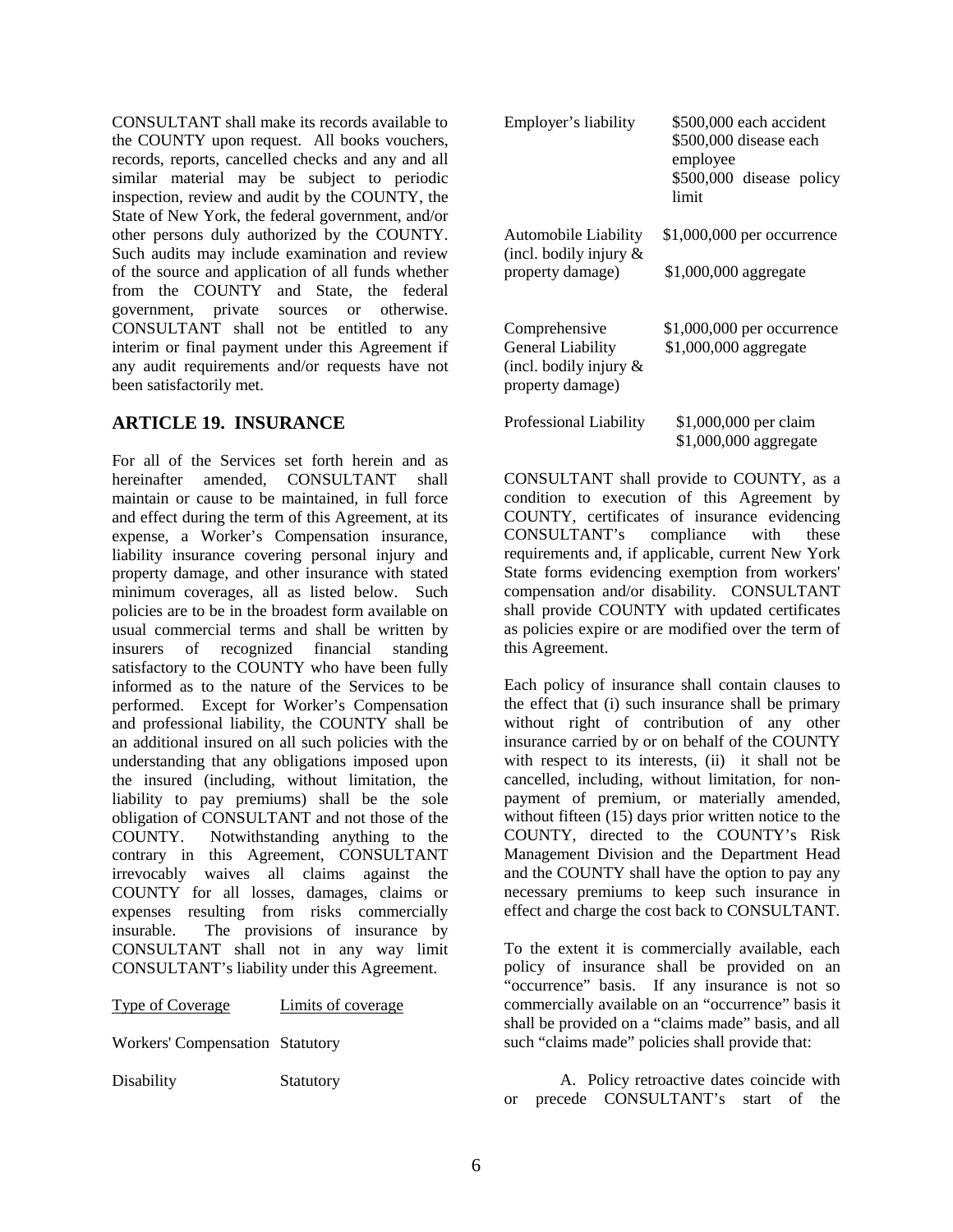CONSULTANT shall make its records available to the COUNTY upon request. All books vouchers, records, reports, cancelled checks and any and all similar material may be subject to periodic inspection, review and audit by the COUNTY, the State of New York, the federal government, and/or other persons duly authorized by the COUNTY. Such audits may include examination and review of the source and application of all funds whether from the COUNTY and State, the federal government, private sources or otherwise. CONSULTANT shall not be entitled to any interim or final payment under this Agreement if any audit requirements and/or requests have not been satisfactorily met.

## ARTICLE 19. INSURANCE

For all of the Services set forth herein and as hereinafter amended, CONSULTANT shall maintain or cause to be maintained, in full force and effect during the term of this Agreement, at its expense, a Worker's Compensation insurance, liability insurance covering personal injury and property damage, and other insurance with stated minimum coverages, all as listed below. Such policies are to be in the broadest form available on usual commercial terms and shall be written by insurers of recognized financial standing satisfactory to the COUNTY who have been fully informed as to the nature of the Services to be performed. Except for Worker's Compensation and professional liability, the COUNTY shall be an additional insured on all such policies with the understanding that any obligations imposed upon the insured (including, without limitation, the liability to pay premiums) shall be the sole obligation of CONSULTANT and not those of the COUNTY. Notwithstanding anything to the contrary in this Agreement, CONSULTANT irrevocably waives all claims against the COUNTY for all losses, damages, claims or expenses resulting from risks commercially insurable. The provisions of insurance by CONSULTANT shall not in any way limit CONSULTANT's liability under this Agreement.

| Type of Coverage | Limits of coverage |
|---|---|
| Workers' Compensation | Statutory |
| Disability | Statutory |
| Employer's liability | \$500,000 each accident<br>\$500,000 disease each employee<br>\$500,000 disease policy limit |
| Automobile Liability (incl. bodily injury & property damage) | \$1,000,000 per occurrence<br>\$1,000,000 aggregate |
| Comprehensive General Liability (incl. bodily injury & property damage) | \$1,000,000 per occurrence<br>\$1,000,000 aggregate |
| Professional Liability | \$1,000,000 per claim<br>\$1,000,000 aggregate |

CONSULTANT shall provide to COUNTY, as a condition to execution of this Agreement by COUNTY, certificates of insurance evidencing CONSULTANT's compliance with these requirements and, if applicable, current New York State forms evidencing exemption from workers' compensation and/or disability. CONSULTANT shall provide COUNTY with updated certificates as policies expire or are modified over the term of this Agreement.

Each policy of insurance shall contain clauses to the effect that (i) such insurance shall be primary without right of contribution of any other insurance carried by or on behalf of the COUNTY with respect to its interests, (ii) it shall not be cancelled, including, without limitation, for non-payment of premium, or materially amended, without fifteen (15) days prior written notice to the COUNTY, directed to the COUNTY's Risk Management Division and the Department Head and the COUNTY shall have the option to pay any necessary premiums to keep such insurance in effect and charge the cost back to CONSULTANT.

To the extent it is commercially available, each policy of insurance shall be provided on an "occurrence" basis. If any insurance is not so commercially available on an "occurrence" basis it shall be provided on a "claims made" basis, and all such "claims made" policies shall provide that:

A. Policy retroactive dates coincide with or precede CONSULTANT's start of the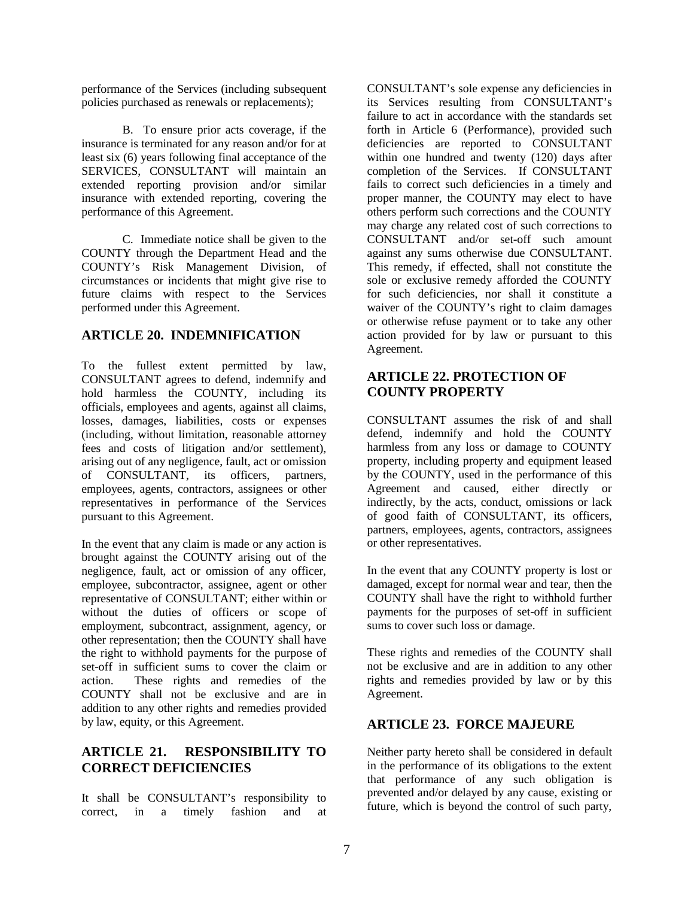performance of the Services (including subsequent policies purchased as renewals or replacements);

B. To ensure prior acts coverage, if the insurance is terminated for any reason and/or for at least six (6) years following final acceptance of the SERVICES, CONSULTANT will maintain an extended reporting provision and/or similar insurance with extended reporting, covering the performance of this Agreement.

C. Immediate notice shall be given to the COUNTY through the Department Head and the COUNTY's Risk Management Division, of circumstances or incidents that might give rise to future claims with respect to the Services performed under this Agreement.

## ARTICLE 20. INDEMNIFICATION

To the fullest extent permitted by law, CONSULTANT agrees to defend, indemnify and hold harmless the COUNTY, including its officials, employees and agents, against all claims, losses, damages, liabilities, costs or expenses (including, without limitation, reasonable attorney fees and costs of litigation and/or settlement), arising out of any negligence, fault, act or omission of CONSULTANT, its officers, partners, employees, agents, contractors, assignees or other representatives in performance of the Services pursuant to this Agreement.

In the event that any claim is made or any action is brought against the COUNTY arising out of the negligence, fault, act or omission of any officer, employee, subcontractor, assignee, agent or other representative of CONSULTANT; either within or without the duties of officers or scope of employment, subcontract, assignment, agency, or other representation; then the COUNTY shall have the right to withhold payments for the purpose of set-off in sufficient sums to cover the claim or action. These rights and remedies of the COUNTY shall not be exclusive and are in addition to any other rights and remedies provided by law, equity, or this Agreement.

## ARTICLE 21. RESPONSIBILITY TO CORRECT DEFICIENCIES

It shall be CONSULTANT's responsibility to correct, in a timely fashion and at CONSULTANT's sole expense any deficiencies in its Services resulting from CONSULTANT's failure to act in accordance with the standards set forth in Article 6 (Performance), provided such deficiencies are reported to CONSULTANT within one hundred and twenty (120) days after completion of the Services. If CONSULTANT fails to correct such deficiencies in a timely and proper manner, the COUNTY may elect to have others perform such corrections and the COUNTY may charge any related cost of such corrections to CONSULTANT and/or set-off such amount against any sums otherwise due CONSULTANT. This remedy, if effected, shall not constitute the sole or exclusive remedy afforded the COUNTY for such deficiencies, nor shall it constitute a waiver of the COUNTY's right to claim damages or otherwise refuse payment or to take any other action provided for by law or pursuant to this Agreement.

## ARTICLE 22. PROTECTION OF COUNTY PROPERTY

CONSULTANT assumes the risk of and shall defend, indemnify and hold the COUNTY harmless from any loss or damage to COUNTY property, including property and equipment leased by the COUNTY, used in the performance of this Agreement and caused, either directly or indirectly, by the acts, conduct, omissions or lack of good faith of CONSULTANT, its officers, partners, employees, agents, contractors, assignees or other representatives.

In the event that any COUNTY property is lost or damaged, except for normal wear and tear, then the COUNTY shall have the right to withhold further payments for the purposes of set-off in sufficient sums to cover such loss or damage.

These rights and remedies of the COUNTY shall not be exclusive and are in addition to any other rights and remedies provided by law or by this Agreement.

## ARTICLE 23. FORCE MAJEURE

Neither party hereto shall be considered in default in the performance of its obligations to the extent that performance of any such obligation is prevented and/or delayed by any cause, existing or future, which is beyond the control of such party,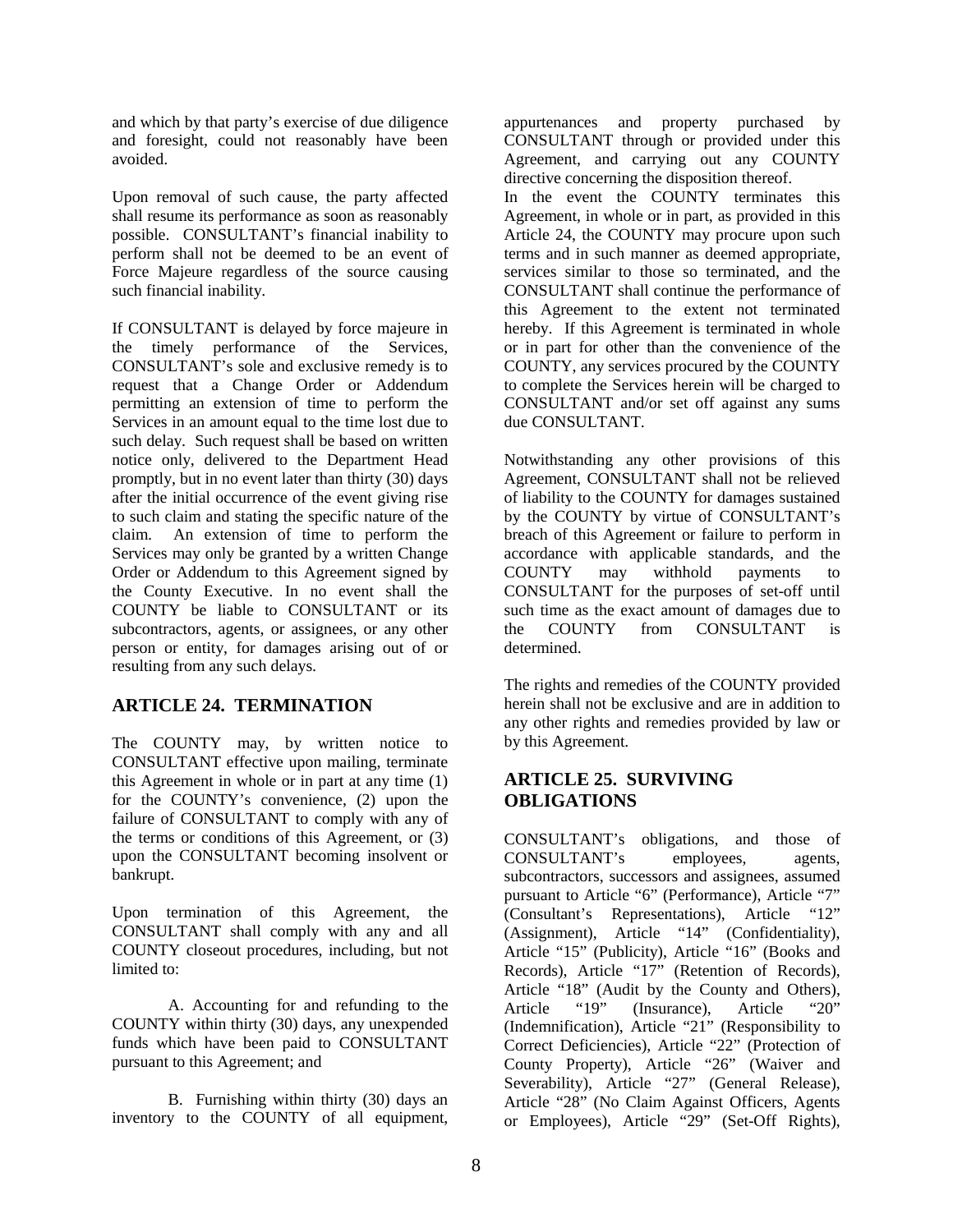and which by that party's exercise of due diligence and foresight, could not reasonably have been avoided.

Upon removal of such cause, the party affected shall resume its performance as soon as reasonably possible. CONSULTANT's financial inability to perform shall not be deemed to be an event of Force Majeure regardless of the source causing such financial inability.

If CONSULTANT is delayed by force majeure in the timely performance of the Services, CONSULTANT's sole and exclusive remedy is to request that a Change Order or Addendum permitting an extension of time to perform the Services in an amount equal to the time lost due to such delay. Such request shall be based on written notice only, delivered to the Department Head promptly, but in no event later than thirty (30) days after the initial occurrence of the event giving rise to such claim and stating the specific nature of the claim. An extension of time to perform the Services may only be granted by a written Change Order or Addendum to this Agreement signed by the County Executive. In no event shall the COUNTY be liable to CONSULTANT or its subcontractors, agents, or assignees, or any other person or entity, for damages arising out of or resulting from any such delays.

## ARTICLE 24. TERMINATION

The COUNTY may, by written notice to CONSULTANT effective upon mailing, terminate this Agreement in whole or in part at any time (1) for the COUNTY's convenience, (2) upon the failure of CONSULTANT to comply with any of the terms or conditions of this Agreement, or (3) upon the CONSULTANT becoming insolvent or bankrupt.

Upon termination of this Agreement, the CONSULTANT shall comply with any and all COUNTY closeout procedures, including, but not limited to:

A. Accounting for and refunding to the COUNTY within thirty (30) days, any unexpended funds which have been paid to CONSULTANT pursuant to this Agreement; and

B. Furnishing within thirty (30) days an inventory to the COUNTY of all equipment, appurtenances and property purchased by CONSULTANT through or provided under this Agreement, and carrying out any COUNTY directive concerning the disposition thereof.

In the event the COUNTY terminates this Agreement, in whole or in part, as provided in this Article 24, the COUNTY may procure upon such terms and in such manner as deemed appropriate, services similar to those so terminated, and the CONSULTANT shall continue the performance of this Agreement to the extent not terminated hereby. If this Agreement is terminated in whole or in part for other than the convenience of the COUNTY, any services procured by the COUNTY to complete the Services herein will be charged to CONSULTANT and/or set off against any sums due CONSULTANT.

Notwithstanding any other provisions of this Agreement, CONSULTANT shall not be relieved of liability to the COUNTY for damages sustained by the COUNTY by virtue of CONSULTANT's breach of this Agreement or failure to perform in accordance with applicable standards, and the COUNTY may withhold payments to CONSULTANT for the purposes of set-off until such time as the exact amount of damages due to the COUNTY from CONSULTANT is determined.

The rights and remedies of the COUNTY provided herein shall not be exclusive and are in addition to any other rights and remedies provided by law or by this Agreement.

## ARTICLE 25. SURVIVING OBLIGATIONS

CONSULTANT's obligations, and those of CONSULTANT's employees, agents, subcontractors, successors and assignees, assumed pursuant to Article "6" (Performance), Article "7" (Consultant's Representations), Article "12" (Assignment), Article "14" (Confidentiality), Article "15" (Publicity), Article "16" (Books and Records), Article "17" (Retention of Records), Article "18" (Audit by the County and Others), Article "19" (Insurance), Article "20" (Indemnification), Article "21" (Responsibility to Correct Deficiencies), Article "22" (Protection of County Property), Article "26" (Waiver and Severability), Article "27" (General Release), Article "28" (No Claim Against Officers, Agents or Employees), Article "29" (Set-Off Rights),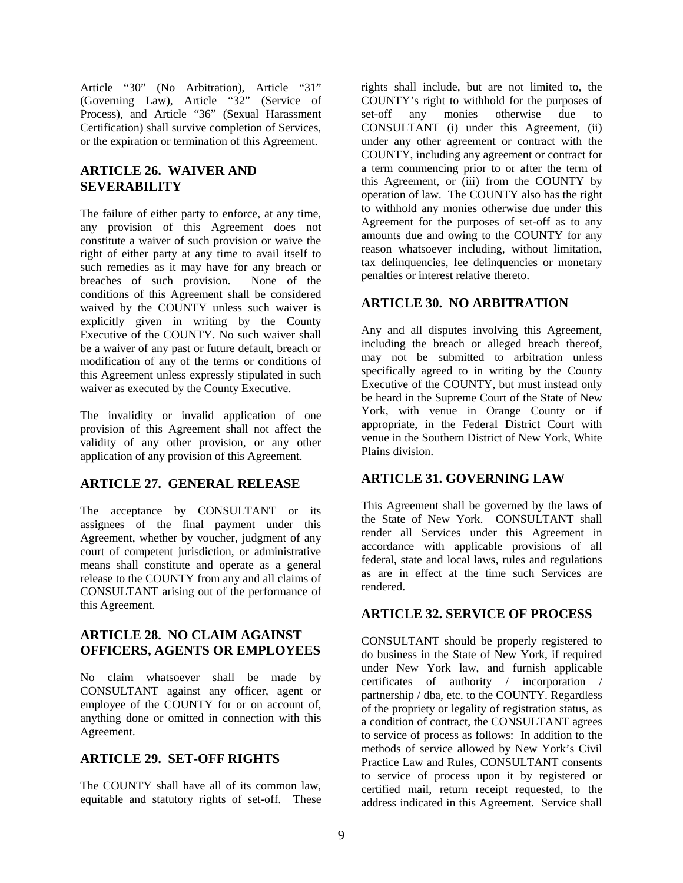Article "30" (No Arbitration), Article "31" (Governing Law), Article "32" (Service of Process), and Article "36" (Sexual Harassment Certification) shall survive completion of Services, or the expiration or termination of this Agreement.

## ARTICLE 26. WAIVER AND SEVERABILITY

The failure of either party to enforce, at any time, any provision of this Agreement does not constitute a waiver of such provision or waive the right of either party at any time to avail itself to such remedies as it may have for any breach or breaches of such provision. None of the conditions of this Agreement shall be considered waived by the COUNTY unless such waiver is explicitly given in writing by the County Executive of the COUNTY. No such waiver shall be a waiver of any past or future default, breach or modification of any of the terms or conditions of this Agreement unless expressly stipulated in such waiver as executed by the County Executive.

The invalidity or invalid application of one provision of this Agreement shall not affect the validity of any other provision, or any other application of any provision of this Agreement.

## ARTICLE 27. GENERAL RELEASE

The acceptance by CONSULTANT or its assignees of the final payment under this Agreement, whether by voucher, judgment of any court of competent jurisdiction, or administrative means shall constitute and operate as a general release to the COUNTY from any and all claims of CONSULTANT arising out of the performance of this Agreement.

## ARTICLE 28. NO CLAIM AGAINST OFFICERS, AGENTS OR EMPLOYEES

No claim whatsoever shall be made by CONSULTANT against any officer, agent or employee of the COUNTY for or on account of, anything done or omitted in connection with this Agreement.

## ARTICLE 29. SET-OFF RIGHTS

The COUNTY shall have all of its common law, equitable and statutory rights of set-off. These rights shall include, but are not limited to, the COUNTY's right to withhold for the purposes of set-off any monies otherwise due to CONSULTANT (i) under this Agreement, (ii) under any other agreement or contract with the COUNTY, including any agreement or contract for a term commencing prior to or after the term of this Agreement, or (iii) from the COUNTY by operation of law. The COUNTY also has the right to withhold any monies otherwise due under this Agreement for the purposes of set-off as to any amounts due and owing to the COUNTY for any reason whatsoever including, without limitation, tax delinquencies, fee delinquencies or monetary penalties or interest relative thereto.

## ARTICLE 30. NO ARBITRATION

Any and all disputes involving this Agreement, including the breach or alleged breach thereof, may not be submitted to arbitration unless specifically agreed to in writing by the County Executive of the COUNTY, but must instead only be heard in the Supreme Court of the State of New York, with venue in Orange County or if appropriate, in the Federal District Court with venue in the Southern District of New York, White Plains division.

## ARTICLE 31. GOVERNING LAW

This Agreement shall be governed by the laws of the State of New York. CONSULTANT shall render all Services under this Agreement in accordance with applicable provisions of all federal, state and local laws, rules and regulations as are in effect at the time such Services are rendered.

## ARTICLE 32. SERVICE OF PROCESS

CONSULTANT should be properly registered to do business in the State of New York, if required under New York law, and furnish applicable certificates of authority / incorporation / partnership / dba, etc. to the COUNTY. Regardless of the propriety or legality of registration status, as a condition of contract, the CONSULTANT agrees to service of process as follows: In addition to the methods of service allowed by New York's Civil Practice Law and Rules, CONSULTANT consents to service of process upon it by registered or certified mail, return receipt requested, to the address indicated in this Agreement. Service shall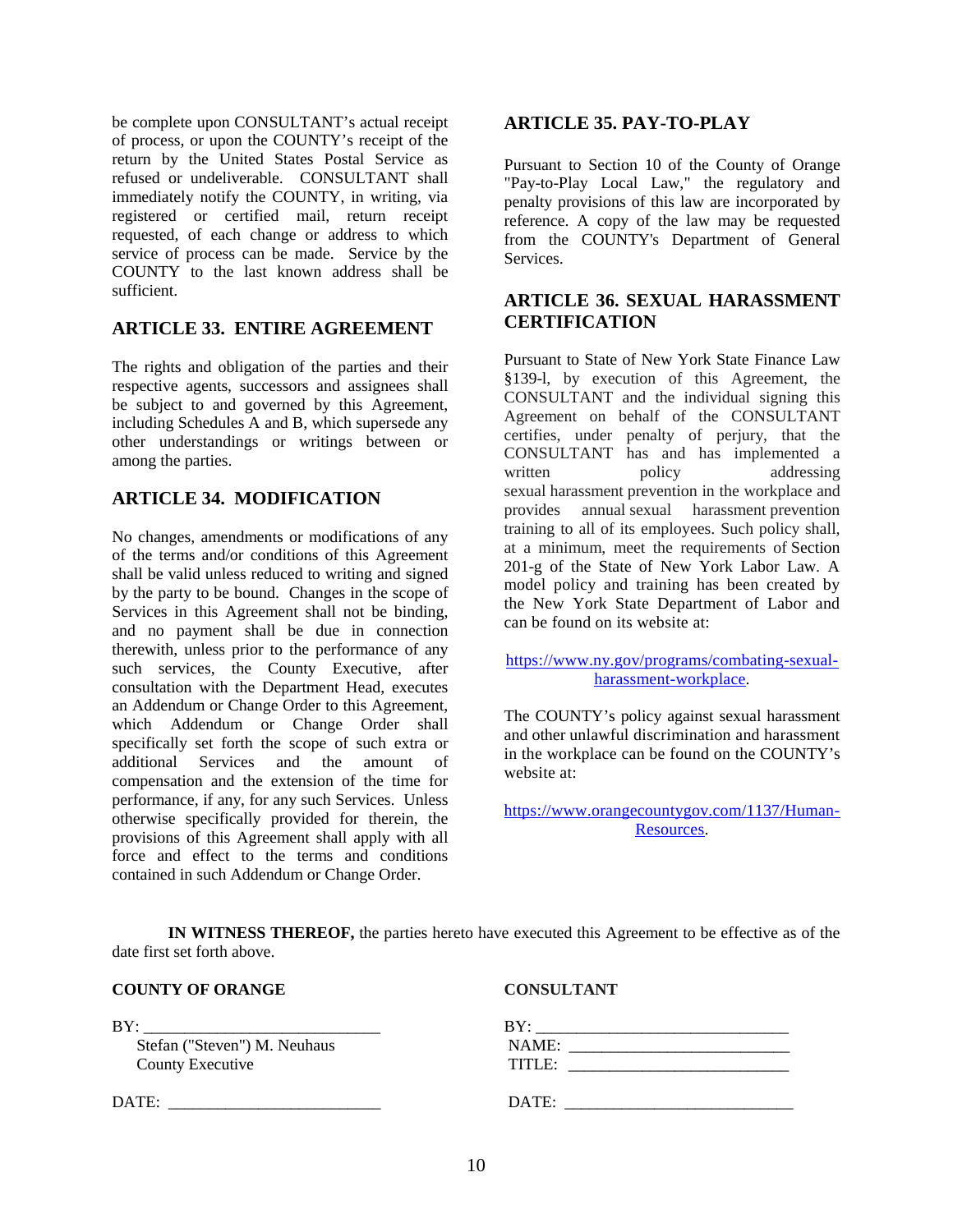be complete upon CONSULTANT's actual receipt of process, or upon the COUNTY's receipt of the return by the United States Postal Service as refused or undeliverable. CONSULTANT shall immediately notify the COUNTY, in writing, via registered or certified mail, return receipt requested, of each change or address to which service of process can be made. Service by the COUNTY to the last known address shall be sufficient.

## ARTICLE 33. ENTIRE AGREEMENT

The rights and obligation of the parties and their respective agents, successors and assignees shall be subject to and governed by this Agreement, including Schedules A and B, which supersede any other understandings or writings between or among the parties.

## ARTICLE 34. MODIFICATION

No changes, amendments or modifications of any of the terms and/or conditions of this Agreement shall be valid unless reduced to writing and signed by the party to be bound. Changes in the scope of Services in this Agreement shall not be binding, and no payment shall be due in connection therewith, unless prior to the performance of any such services, the County Executive, after consultation with the Department Head, executes an Addendum or Change Order to this Agreement, which Addendum or Change Order shall specifically set forth the scope of such extra or additional Services and the amount of compensation and the extension of the time for performance, if any, for any such Services. Unless otherwise specifically provided for therein, the provisions of this Agreement shall apply with all force and effect to the terms and conditions contained in such Addendum or Change Order.

## ARTICLE 35. PAY-TO-PLAY

Pursuant to Section 10 of the County of Orange "Pay-to-Play Local Law," the regulatory and penalty provisions of this law are incorporated by reference. A copy of the law may be requested from the COUNTY's Department of General Services.

## ARTICLE 36. SEXUAL HARASSMENT CERTIFICATION

Pursuant to State of New York State Finance Law §139-l, by execution of this Agreement, the CONSULTANT and the individual signing this Agreement on behalf of the CONSULTANT certifies, under penalty of perjury, that the CONSULTANT has and has implemented a written policy addressing sexual harassment prevention in the workplace and provides annual sexual harassment prevention training to all of its employees. Such policy shall, at a minimum, meet the requirements of Section 201-g of the State of New York Labor Law. A model policy and training has been created by the New York State Department of Labor and can be found on its website at:

https://www.ny.gov/programs/combating-sexual-harassment-workplace.

The COUNTY's policy against sexual harassment and other unlawful discrimination and harassment in the workplace can be found on the COUNTY's website at:

https://www.orangecountygov.com/1137/Human-Resources.

**IN WITNESS THEREOF,** the parties hereto have executed this Agreement to be effective as of the date first set forth above.

**COUNTY OF ORANGE**

BY: ____________________________
Stefan ("Steven") M. Neuhaus
County Executive

DATE: __________________________

**CONSULTANT**

BY: ______________________________
NAME: ___________________________
TITLE: ___________________________

DATE: ____________________________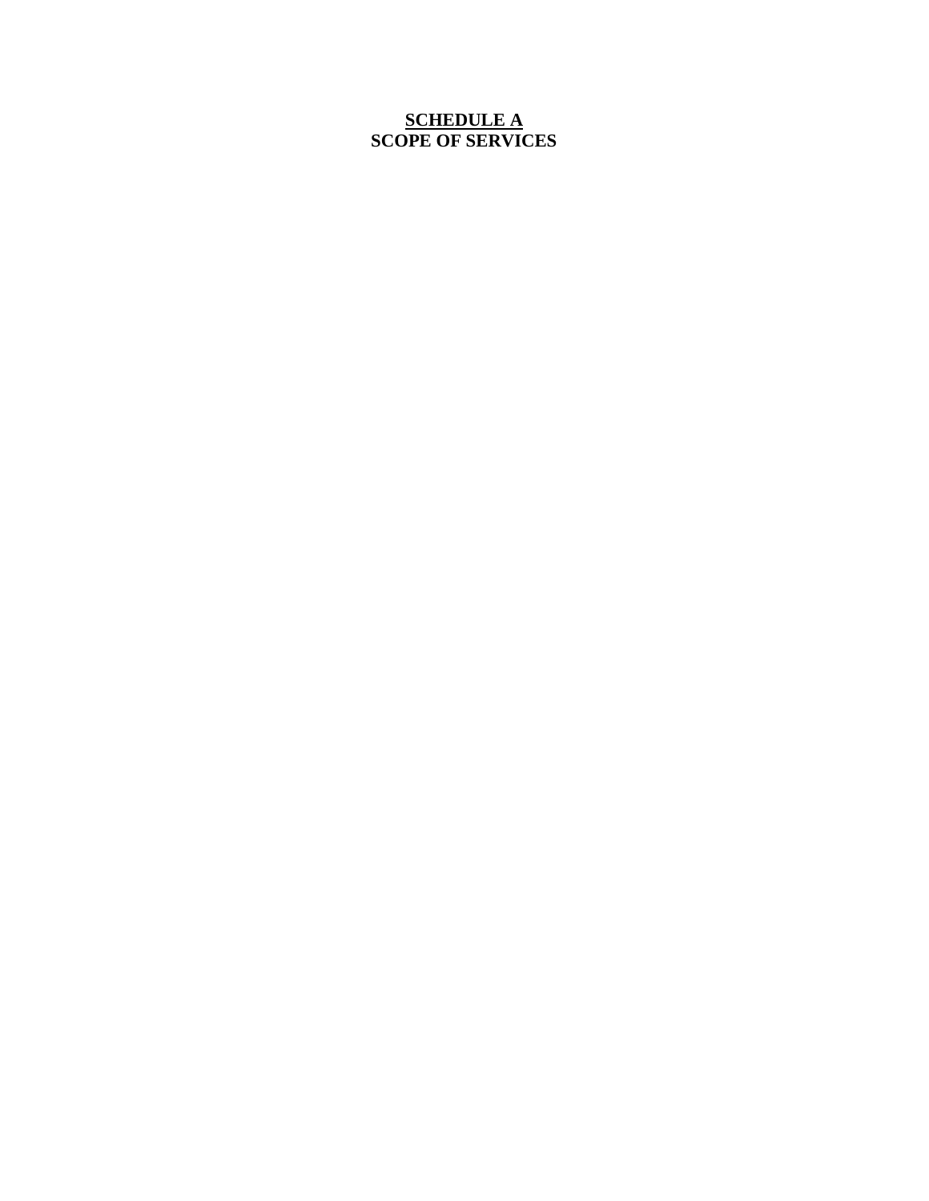**SCHEDULE A**
**SCOPE OF SERVICES**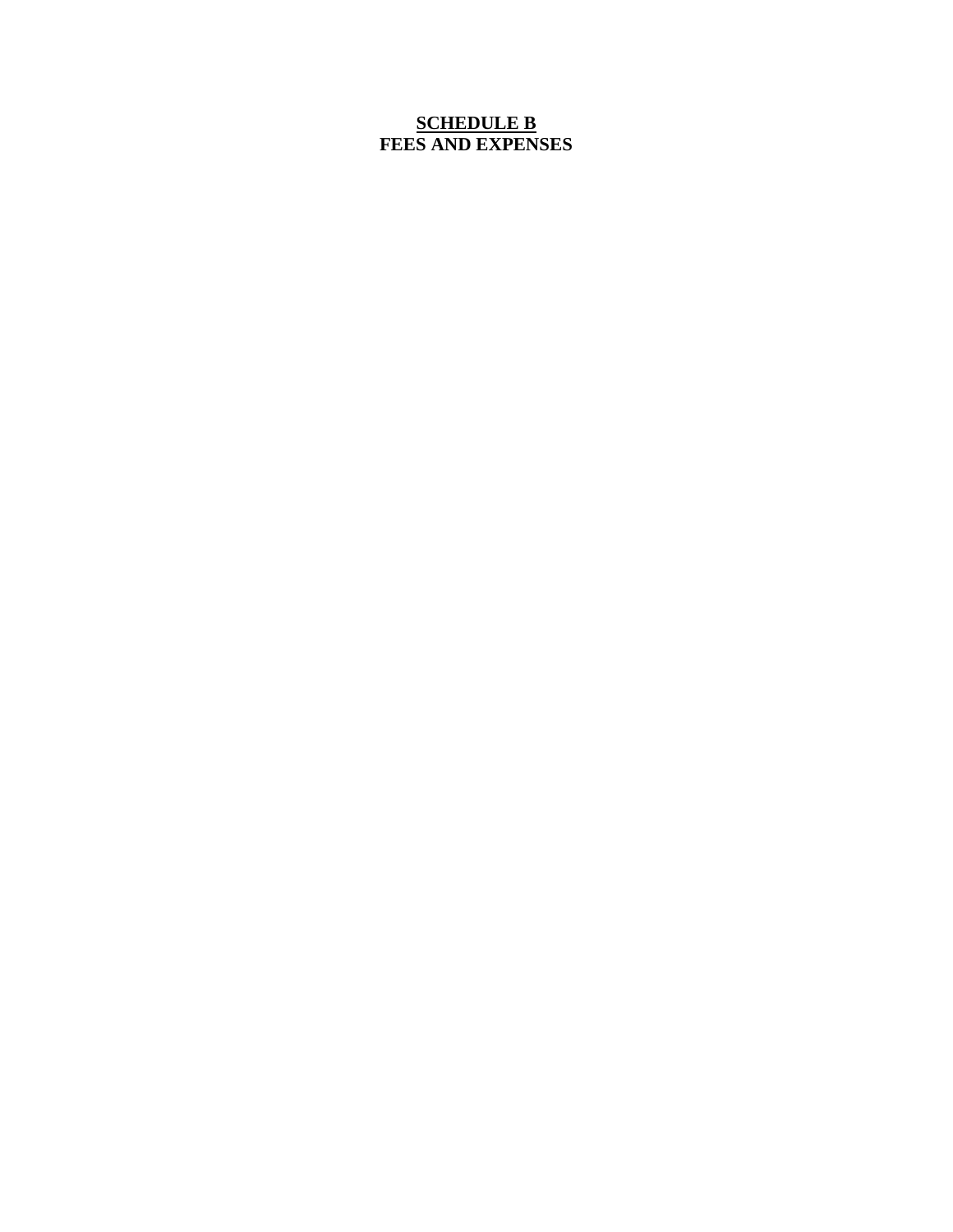# **SCHEDULE B**

# **FEES AND EXPENSES**